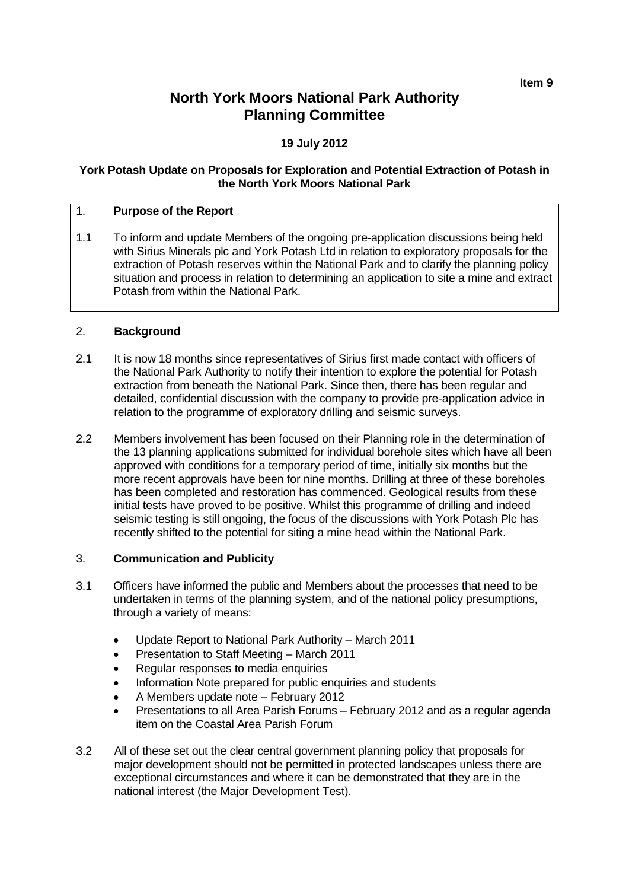**Item 9**

# North York Moors National Park Authority Planning Committee

**19 July 2012**

**York Potash Update on Proposals for Exploration and Potential Extraction of Potash in the North York Moors National Park**

## 1. Purpose of the Report

1.1 To inform and update Members of the ongoing pre-application discussions being held with Sirius Minerals plc and York Potash Ltd in relation to exploratory proposals for the extraction of Potash reserves within the National Park and to clarify the planning policy situation and process in relation to determining an application to site a mine and extract Potash from within the National Park.

## 2. Background

2.1 It is now 18 months since representatives of Sirius first made contact with officers of the National Park Authority to notify their intention to explore the potential for Potash extraction from beneath the National Park. Since then, there has been regular and detailed, confidential discussion with the company to provide pre-application advice in relation to the programme of exploratory drilling and seismic surveys.

2.2 Members involvement has been focused on their Planning role in the determination of the 13 planning applications submitted for individual borehole sites which have all been approved with conditions for a temporary period of time, initially six months but the more recent approvals have been for nine months. Drilling at three of these boreholes has been completed and restoration has commenced. Geological results from these initial tests have proved to be positive. Whilst this programme of drilling and indeed seismic testing is still ongoing, the focus of the discussions with York Potash Plc has recently shifted to the potential for siting a mine head within the National Park.

## 3. Communication and Publicity

3.1 Officers have informed the public and Members about the processes that need to be undertaken in terms of the planning system, and of the national policy presumptions, through a variety of means:

- Update Report to National Park Authority – March 2011
- Presentation to Staff Meeting – March 2011
- Regular responses to media enquiries
- Information Note prepared for public enquiries and students
- A Members update note – February 2012
- Presentations to all Area Parish Forums – February 2012 and as a regular agenda item on the Coastal Area Parish Forum

3.2 All of these set out the clear central government planning policy that proposals for major development should not be permitted in protected landscapes unless there are exceptional circumstances and where it can be demonstrated that they are in the national interest (the Major Development Test).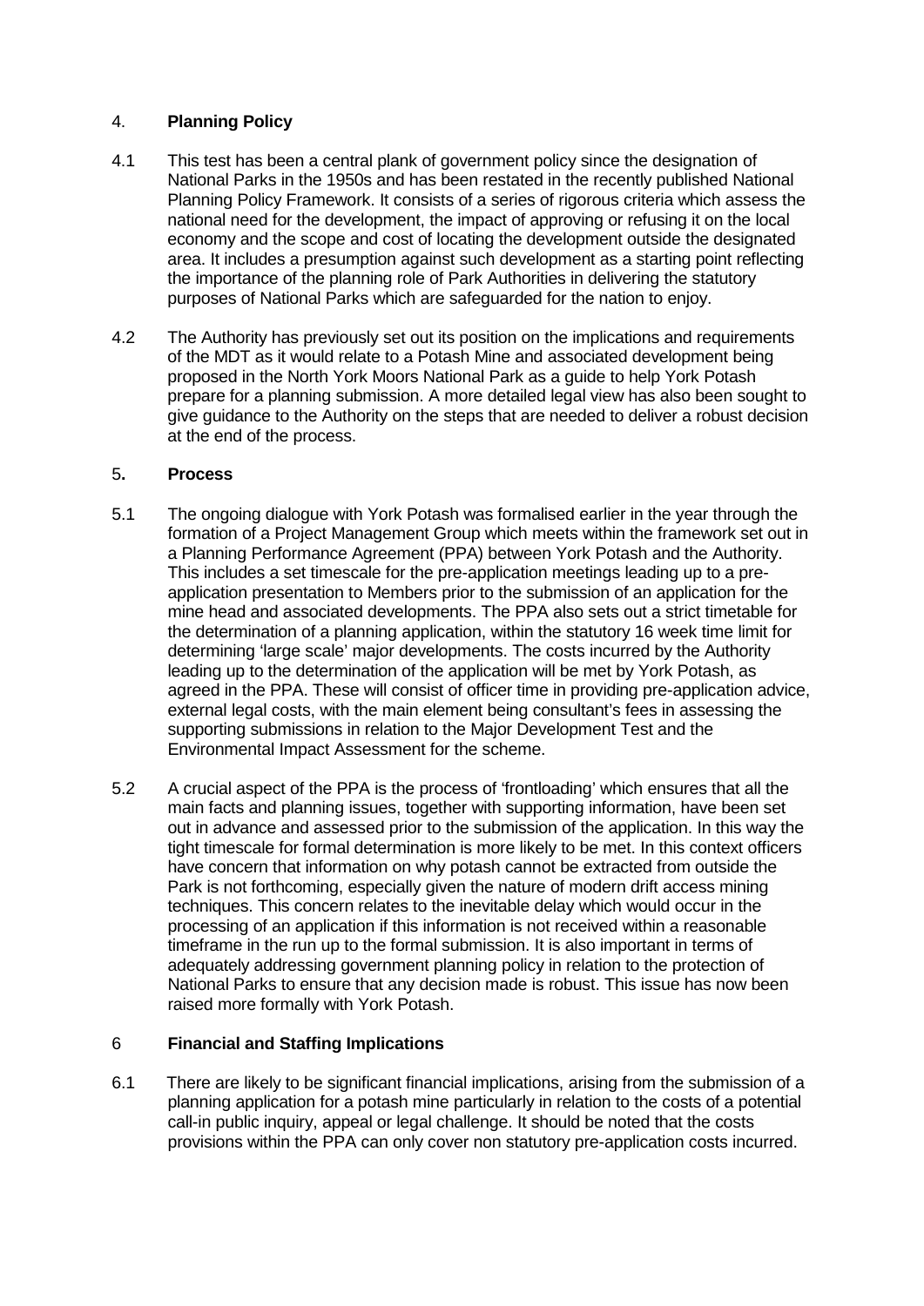## 4. **Planning Policy**

4.1 This test has been a central plank of government policy since the designation of National Parks in the 1950s and has been restated in the recently published National Planning Policy Framework. It consists of a series of rigorous criteria which assess the national need for the development, the impact of approving or refusing it on the local economy and the scope and cost of locating the development outside the designated area. It includes a presumption against such development as a starting point reflecting the importance of the planning role of Park Authorities in delivering the statutory purposes of National Parks which are safeguarded for the nation to enjoy.

4.2 The Authority has previously set out its position on the implications and requirements of the MDT as it would relate to a Potash Mine and associated development being proposed in the North York Moors National Park as a guide to help York Potash prepare for a planning submission. A more detailed legal view has also been sought to give guidance to the Authority on the steps that are needed to deliver a robust decision at the end of the process.

## 5**. Process**

5.1 The ongoing dialogue with York Potash was formalised earlier in the year through the formation of a Project Management Group which meets within the framework set out in a Planning Performance Agreement (PPA) between York Potash and the Authority. This includes a set timescale for the pre-application meetings leading up to a pre-application presentation to Members prior to the submission of an application for the mine head and associated developments. The PPA also sets out a strict timetable for the determination of a planning application, within the statutory 16 week time limit for determining 'large scale' major developments. The costs incurred by the Authority leading up to the determination of the application will be met by York Potash, as agreed in the PPA. These will consist of officer time in providing pre-application advice, external legal costs, with the main element being consultant's fees in assessing the supporting submissions in relation to the Major Development Test and the Environmental Impact Assessment for the scheme.

5.2 A crucial aspect of the PPA is the process of 'frontloading' which ensures that all the main facts and planning issues, together with supporting information, have been set out in advance and assessed prior to the submission of the application. In this way the tight timescale for formal determination is more likely to be met. In this context officers have concern that information on why potash cannot be extracted from outside the Park is not forthcoming, especially given the nature of modern drift access mining techniques. This concern relates to the inevitable delay which would occur in the processing of an application if this information is not received within a reasonable timeframe in the run up to the formal submission. It is also important in terms of adequately addressing government planning policy in relation to the protection of National Parks to ensure that any decision made is robust. This issue has now been raised more formally with York Potash.

## 6 **Financial and Staffing Implications**

6.1 There are likely to be significant financial implications, arising from the submission of a planning application for a potash mine particularly in relation to the costs of a potential call-in public inquiry, appeal or legal challenge. It should be noted that the costs provisions within the PPA can only cover non statutory pre-application costs incurred.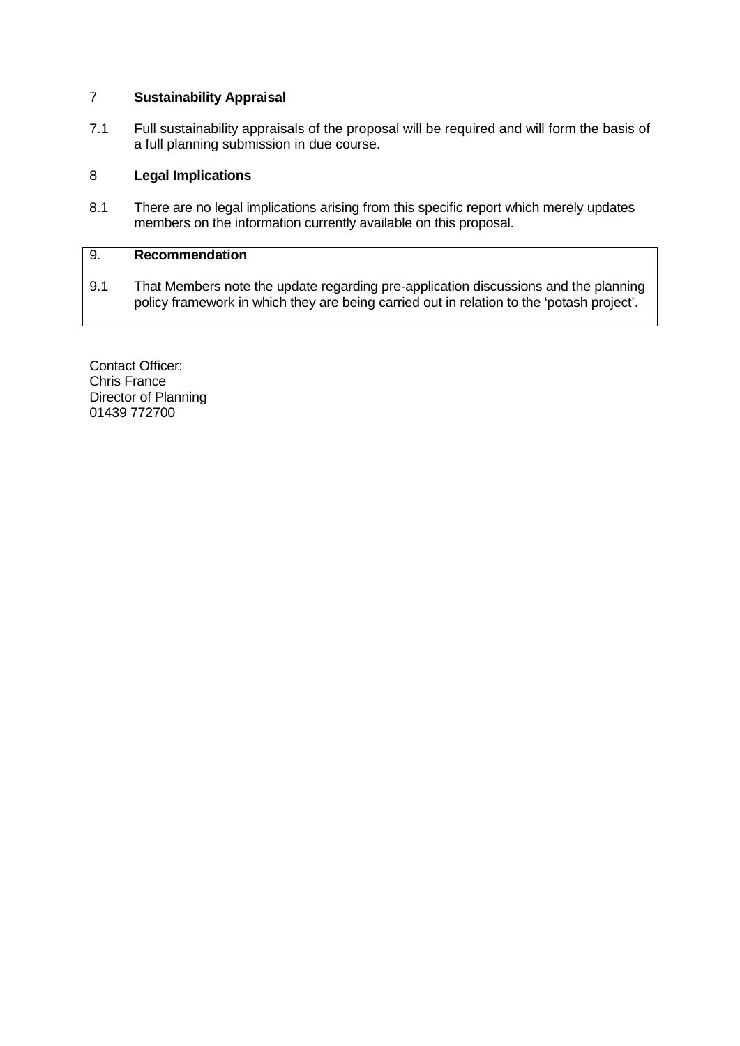## 7 Sustainability Appraisal

7.1 Full sustainability appraisals of the proposal will be required and will form the basis of a full planning submission in due course.

## 8 Legal Implications

8.1 There are no legal implications arising from this specific report which merely updates members on the information currently available on this proposal.

## 9. Recommendation

9.1 That Members note the update regarding pre-application discussions and the planning policy framework in which they are being carried out in relation to the 'potash project'.

Contact Officer:
Chris France
Director of Planning
01439 772700